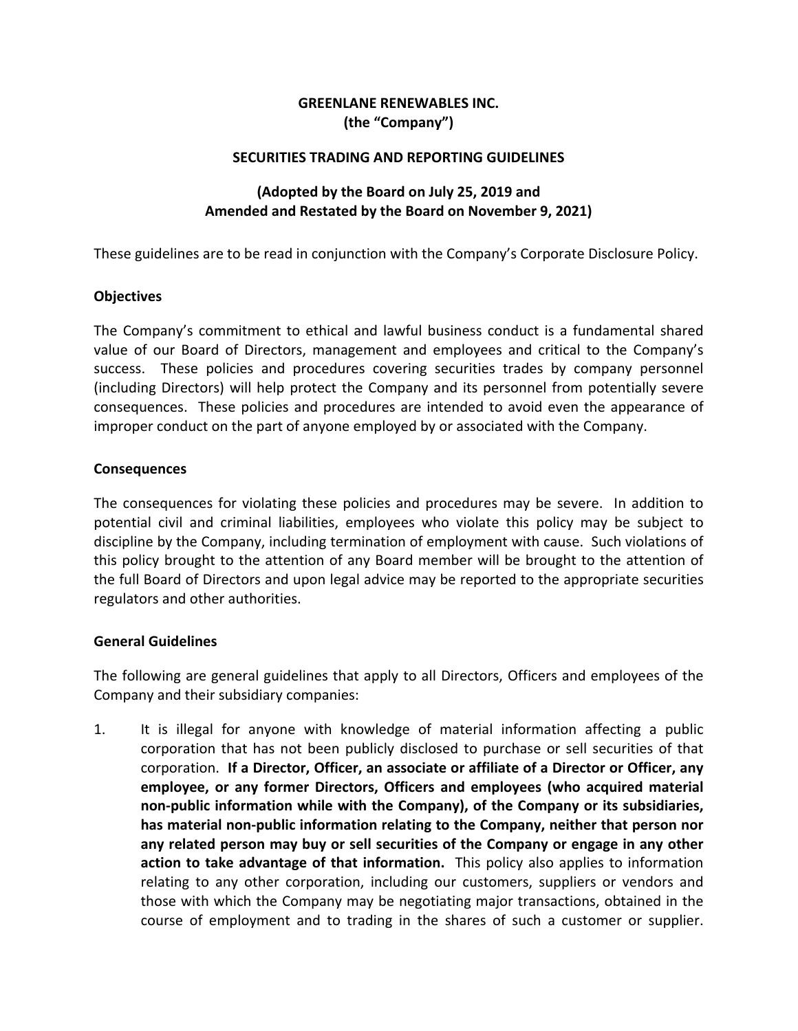**GREENLANE RENEWABLES INC.**
**(the "Company")**

**SECURITIES TRADING AND REPORTING GUIDELINES**

**(Adopted by the Board on July 25, 2019 and Amended and Restated by the Board on November 9, 2021)**

These guidelines are to be read in conjunction with the Company's Corporate Disclosure Policy.

**Objectives**

The Company's commitment to ethical and lawful business conduct is a fundamental shared value of our Board of Directors, management and employees and critical to the Company's success. These policies and procedures covering securities trades by company personnel (including Directors) will help protect the Company and its personnel from potentially severe consequences. These policies and procedures are intended to avoid even the appearance of improper conduct on the part of anyone employed by or associated with the Company.

**Consequences**

The consequences for violating these policies and procedures may be severe. In addition to potential civil and criminal liabilities, employees who violate this policy may be subject to discipline by the Company, including termination of employment with cause. Such violations of this policy brought to the attention of any Board member will be brought to the attention of the full Board of Directors and upon legal advice may be reported to the appropriate securities regulators and other authorities.

**General Guidelines**

The following are general guidelines that apply to all Directors, Officers and employees of the Company and their subsidiary companies:

1. It is illegal for anyone with knowledge of material information affecting a public corporation that has not been publicly disclosed to purchase or sell securities of that corporation. **If a Director, Officer, an associate or affiliate of a Director or Officer, any employee, or any former Directors, Officers and employees (who acquired material non-public information while with the Company), of the Company or its subsidiaries, has material non-public information relating to the Company, neither that person nor any related person may buy or sell securities of the Company or engage in any other action to take advantage of that information.** This policy also applies to information relating to any other corporation, including our customers, suppliers or vendors and those with which the Company may be negotiating major transactions, obtained in the course of employment and to trading in the shares of such a customer or supplier.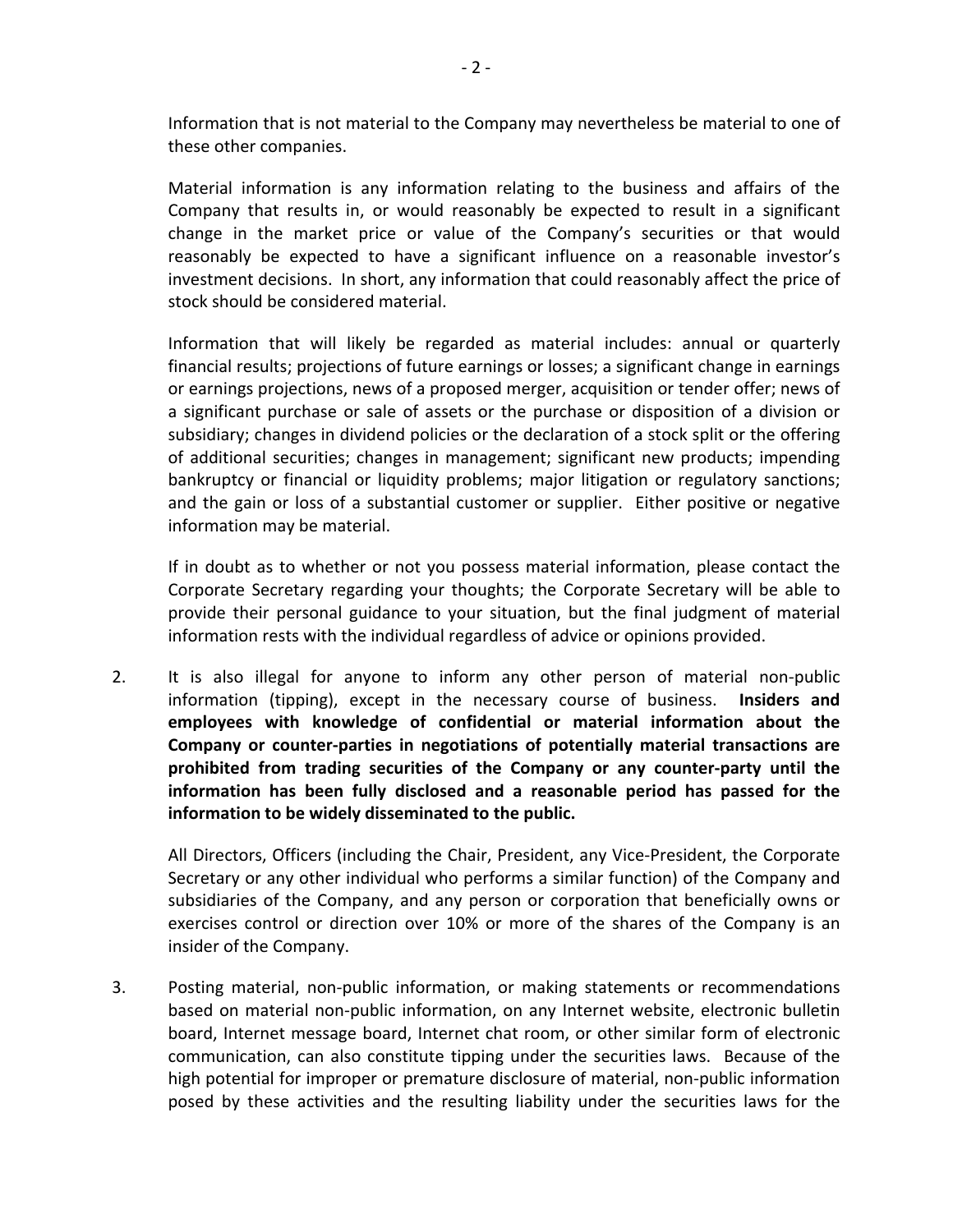Information that is not material to the Company may nevertheless be material to one of these other companies.

Material information is any information relating to the business and affairs of the Company that results in, or would reasonably be expected to result in a significant change in the market price or value of the Company's securities or that would reasonably be expected to have a significant influence on a reasonable investor's investment decisions. In short, any information that could reasonably affect the price of stock should be considered material.

Information that will likely be regarded as material includes: annual or quarterly financial results; projections of future earnings or losses; a significant change in earnings or earnings projections, news of a proposed merger, acquisition or tender offer; news of a significant purchase or sale of assets or the purchase or disposition of a division or subsidiary; changes in dividend policies or the declaration of a stock split or the offering of additional securities; changes in management; significant new products; impending bankruptcy or financial or liquidity problems; major litigation or regulatory sanctions; and the gain or loss of a substantial customer or supplier. Either positive or negative information may be material.

If in doubt as to whether or not you possess material information, please contact the Corporate Secretary regarding your thoughts; the Corporate Secretary will be able to provide their personal guidance to your situation, but the final judgment of material information rests with the individual regardless of advice or opinions provided.

2. It is also illegal for anyone to inform any other person of material non-public information (tipping), except in the necessary course of business. **Insiders and employees with knowledge of confidential or material information about the Company or counter-parties in negotiations of potentially material transactions are prohibited from trading securities of the Company or any counter-party until the information has been fully disclosed and a reasonable period has passed for the information to be widely disseminated to the public.**

   All Directors, Officers (including the Chair, President, any Vice-President, the Corporate Secretary or any other individual who performs a similar function) of the Company and subsidiaries of the Company, and any person or corporation that beneficially owns or exercises control or direction over 10% or more of the shares of the Company is an insider of the Company.

3. Posting material, non-public information, or making statements or recommendations based on material non-public information, on any Internet website, electronic bulletin board, Internet message board, Internet chat room, or other similar form of electronic communication, can also constitute tipping under the securities laws. Because of the high potential for improper or premature disclosure of material, non-public information posed by these activities and the resulting liability under the securities laws for the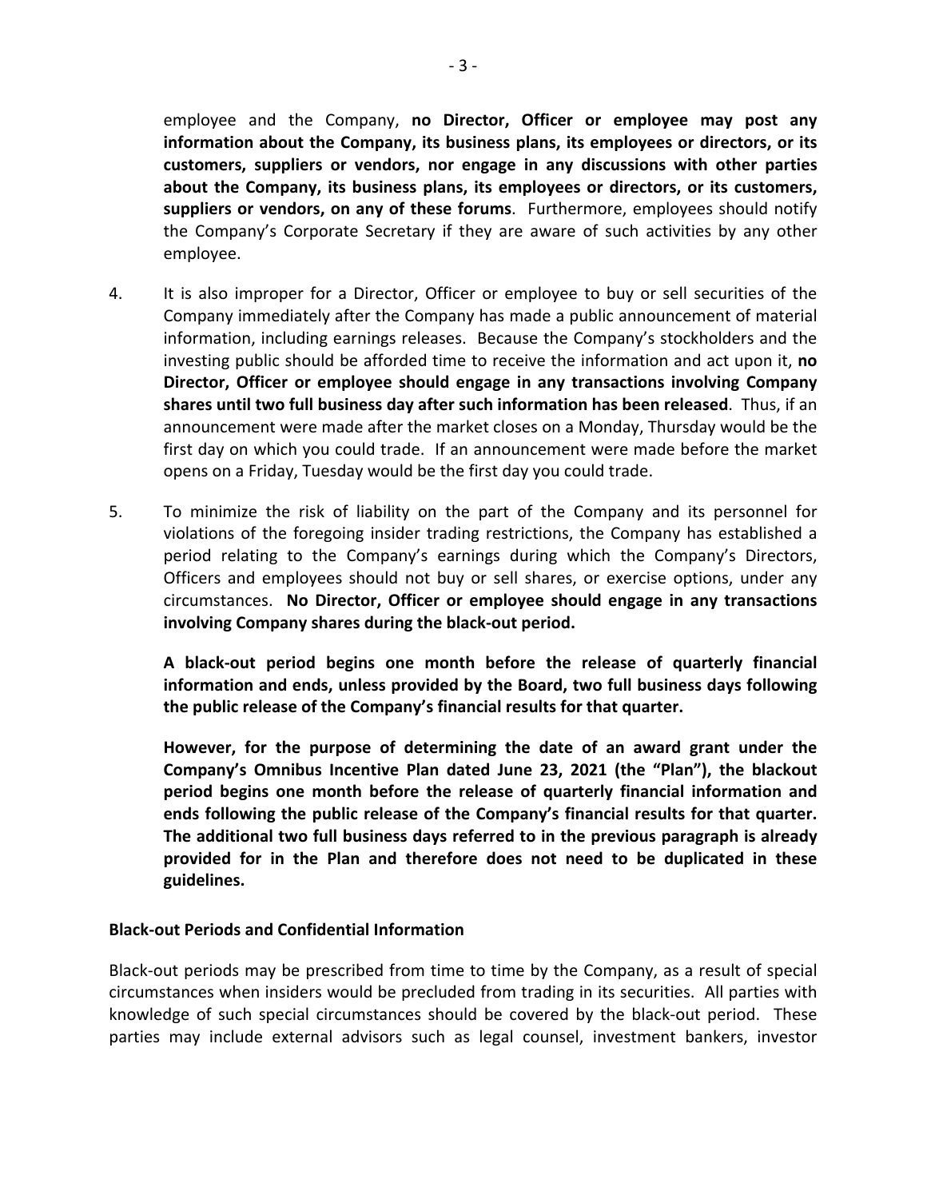employee and the Company, **no Director, Officer or employee may post any information about the Company, its business plans, its employees or directors, or its customers, suppliers or vendors, nor engage in any discussions with other parties about the Company, its business plans, its employees or directors, or its customers, suppliers or vendors, on any of these forums**. Furthermore, employees should notify the Company's Corporate Secretary if they are aware of such activities by any other employee.

4. It is also improper for a Director, Officer or employee to buy or sell securities of the Company immediately after the Company has made a public announcement of material information, including earnings releases. Because the Company's stockholders and the investing public should be afforded time to receive the information and act upon it, **no Director, Officer or employee should engage in any transactions involving Company shares until two full business day after such information has been released**. Thus, if an announcement were made after the market closes on a Monday, Thursday would be the first day on which you could trade. If an announcement were made before the market opens on a Friday, Tuesday would be the first day you could trade.

5. To minimize the risk of liability on the part of the Company and its personnel for violations of the foregoing insider trading restrictions, the Company has established a period relating to the Company's earnings during which the Company's Directors, Officers and employees should not buy or sell shares, or exercise options, under any circumstances. **No Director, Officer or employee should engage in any transactions involving Company shares during the black-out period.**

   **A black-out period begins one month before the release of quarterly financial information and ends, unless provided by the Board, two full business days following the public release of the Company's financial results for that quarter.**

   **However, for the purpose of determining the date of an award grant under the Company's Omnibus Incentive Plan dated June 23, 2021 (the "Plan"), the blackout period begins one month before the release of quarterly financial information and ends following the public release of the Company's financial results for that quarter. The additional two full business days referred to in the previous paragraph is already provided for in the Plan and therefore does not need to be duplicated in these guidelines.**

**Black-out Periods and Confidential Information**

Black-out periods may be prescribed from time to time by the Company, as a result of special circumstances when insiders would be precluded from trading in its securities. All parties with knowledge of such special circumstances should be covered by the black-out period. These parties may include external advisors such as legal counsel, investment bankers, investor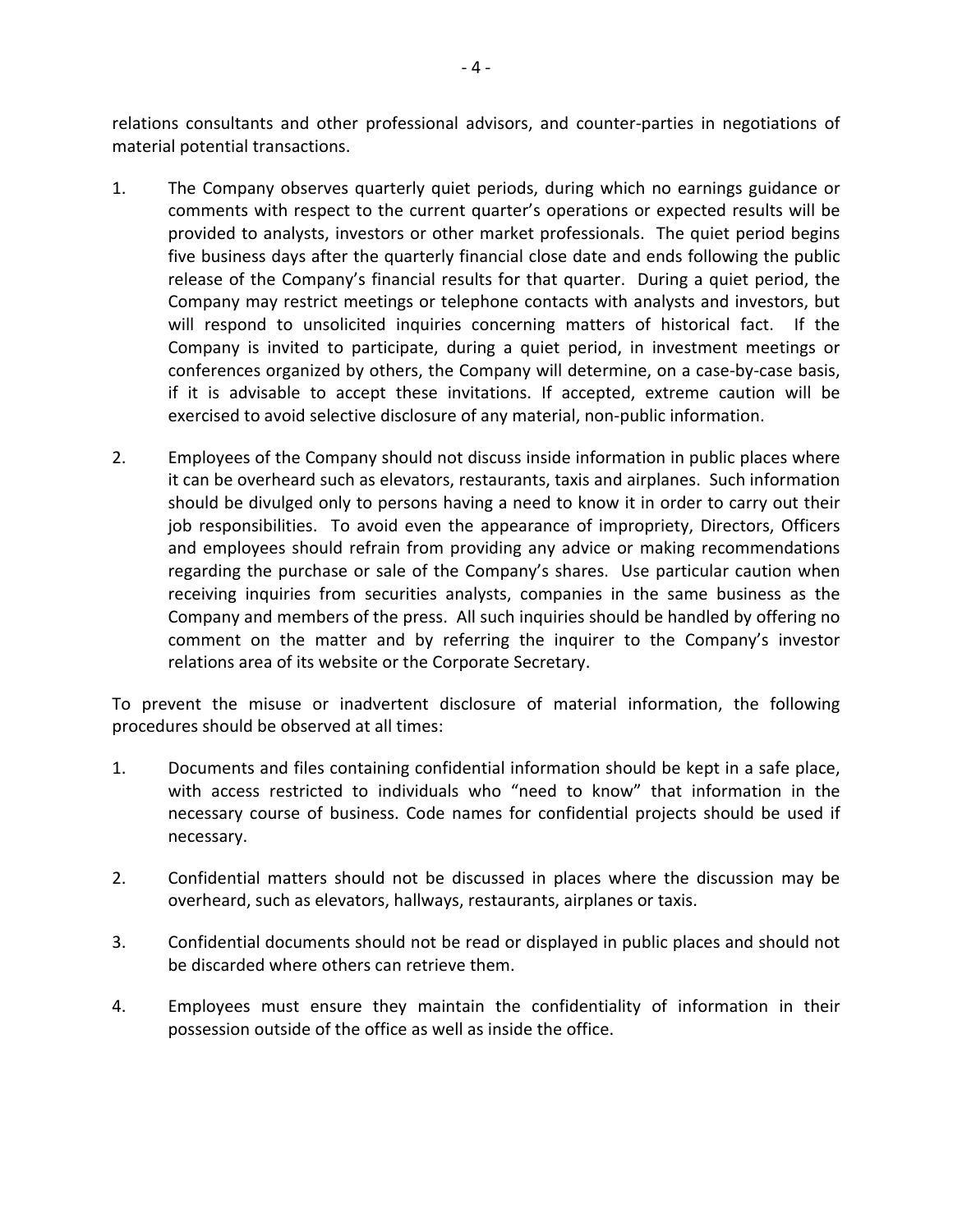relations consultants and other professional advisors, and counter-parties in negotiations of material potential transactions.

1. The Company observes quarterly quiet periods, during which no earnings guidance or comments with respect to the current quarter's operations or expected results will be provided to analysts, investors or other market professionals. The quiet period begins five business days after the quarterly financial close date and ends following the public release of the Company's financial results for that quarter. During a quiet period, the Company may restrict meetings or telephone contacts with analysts and investors, but will respond to unsolicited inquiries concerning matters of historical fact. If the Company is invited to participate, during a quiet period, in investment meetings or conferences organized by others, the Company will determine, on a case-by-case basis, if it is advisable to accept these invitations. If accepted, extreme caution will be exercised to avoid selective disclosure of any material, non-public information.

2. Employees of the Company should not discuss inside information in public places where it can be overheard such as elevators, restaurants, taxis and airplanes. Such information should be divulged only to persons having a need to know it in order to carry out their job responsibilities. To avoid even the appearance of impropriety, Directors, Officers and employees should refrain from providing any advice or making recommendations regarding the purchase or sale of the Company's shares. Use particular caution when receiving inquiries from securities analysts, companies in the same business as the Company and members of the press. All such inquiries should be handled by offering no comment on the matter and by referring the inquirer to the Company's investor relations area of its website or the Corporate Secretary.

To prevent the misuse or inadvertent disclosure of material information, the following procedures should be observed at all times:

1. Documents and files containing confidential information should be kept in a safe place, with access restricted to individuals who "need to know" that information in the necessary course of business. Code names for confidential projects should be used if necessary.

2. Confidential matters should not be discussed in places where the discussion may be overheard, such as elevators, hallways, restaurants, airplanes or taxis.

3. Confidential documents should not be read or displayed in public places and should not be discarded where others can retrieve them.

4. Employees must ensure they maintain the confidentiality of information in their possession outside of the office as well as inside the office.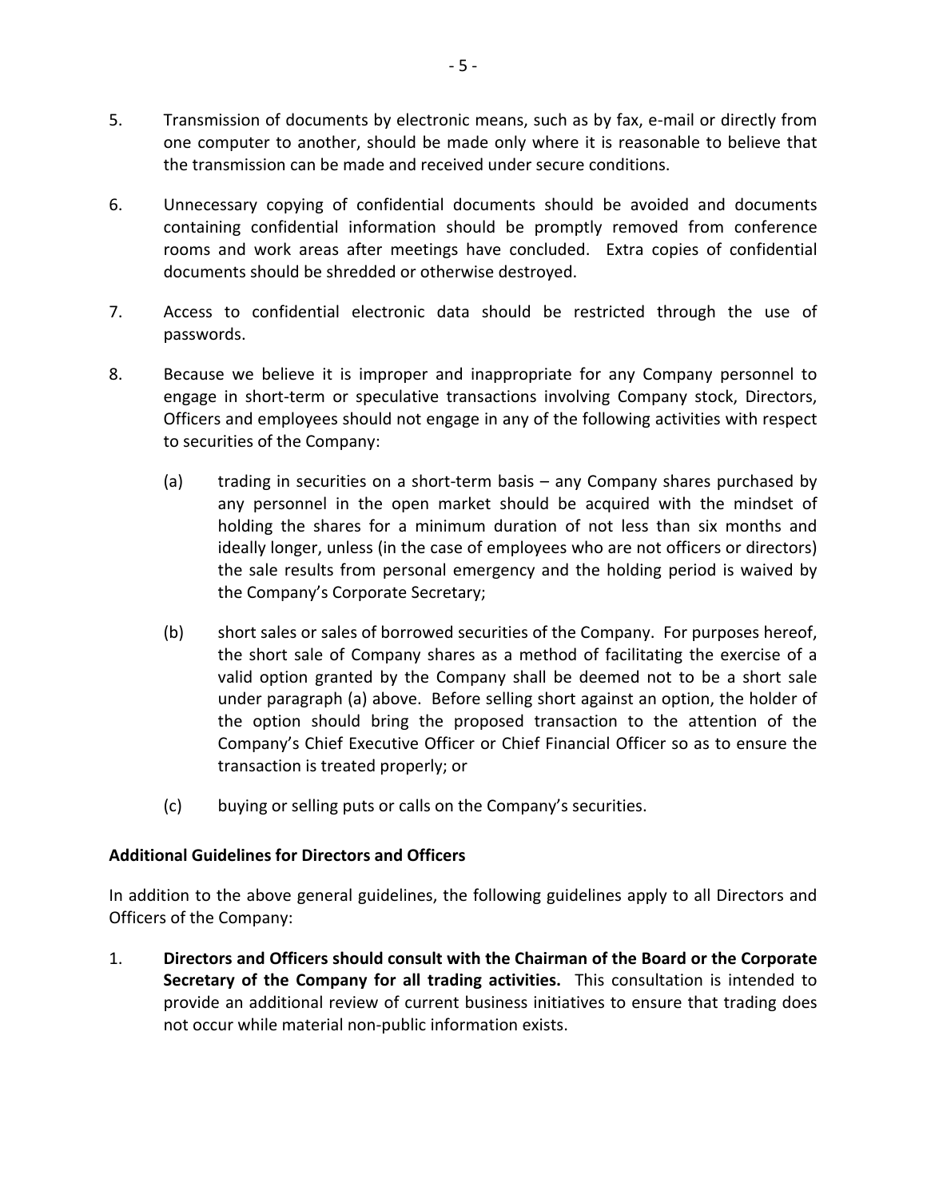5. Transmission of documents by electronic means, such as by fax, e-mail or directly from one computer to another, should be made only where it is reasonable to believe that the transmission can be made and received under secure conditions.

6. Unnecessary copying of confidential documents should be avoided and documents containing confidential information should be promptly removed from conference rooms and work areas after meetings have concluded. Extra copies of confidential documents should be shredded or otherwise destroyed.

7. Access to confidential electronic data should be restricted through the use of passwords.

8. Because we believe it is improper and inappropriate for any Company personnel to engage in short-term or speculative transactions involving Company stock, Directors, Officers and employees should not engage in any of the following activities with respect to securities of the Company:

   (a) trading in securities on a short-term basis – any Company shares purchased by any personnel in the open market should be acquired with the mindset of holding the shares for a minimum duration of not less than six months and ideally longer, unless (in the case of employees who are not officers or directors) the sale results from personal emergency and the holding period is waived by the Company's Corporate Secretary;

   (b) short sales or sales of borrowed securities of the Company. For purposes hereof, the short sale of Company shares as a method of facilitating the exercise of a valid option granted by the Company shall be deemed not to be a short sale under paragraph (a) above. Before selling short against an option, the holder of the option should bring the proposed transaction to the attention of the Company's Chief Executive Officer or Chief Financial Officer so as to ensure the transaction is treated properly; or

   (c) buying or selling puts or calls on the Company's securities.

**Additional Guidelines for Directors and Officers**

In addition to the above general guidelines, the following guidelines apply to all Directors and Officers of the Company:

1. **Directors and Officers should consult with the Chairman of the Board or the Corporate Secretary of the Company for all trading activities.** This consultation is intended to provide an additional review of current business initiatives to ensure that trading does not occur while material non-public information exists.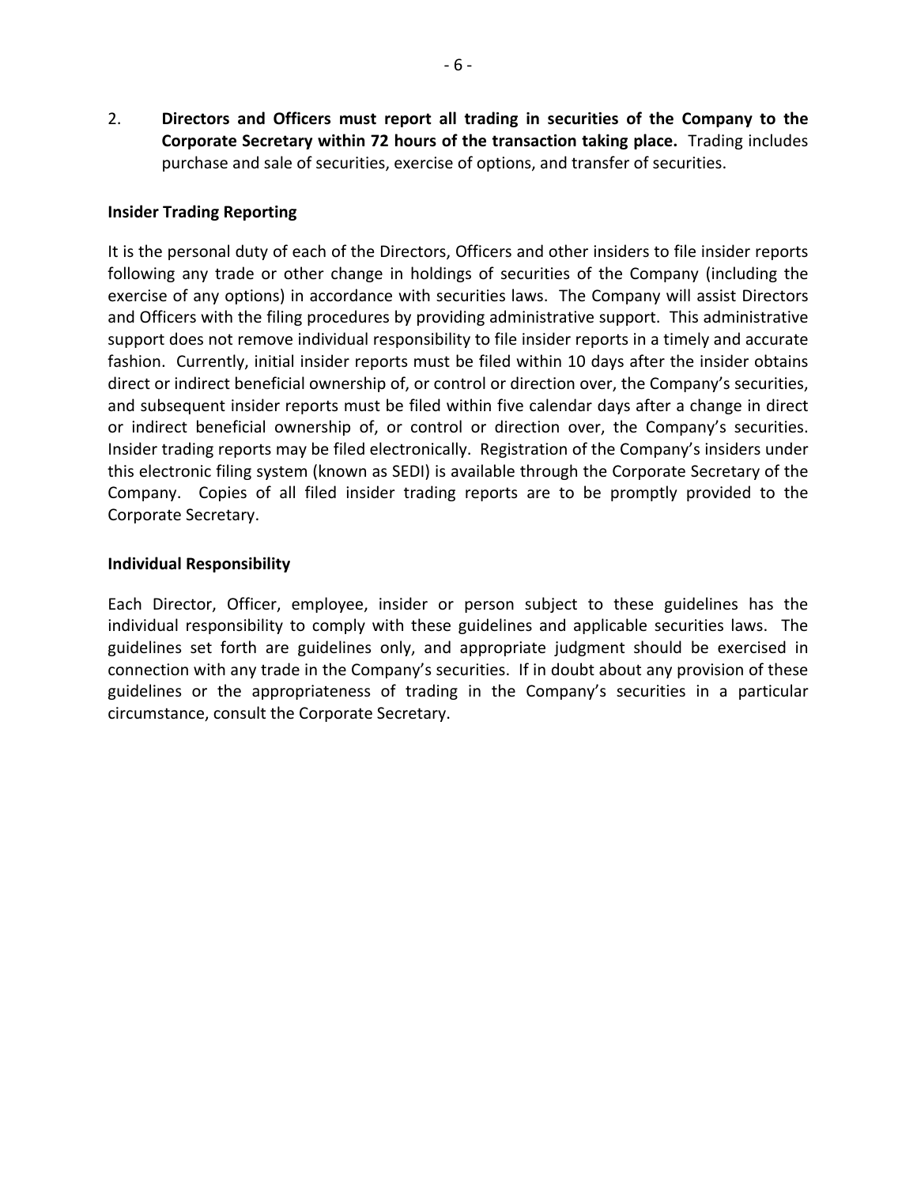2. **Directors and Officers must report all trading in securities of the Company to the Corporate Secretary within 72 hours of the transaction taking place.** Trading includes purchase and sale of securities, exercise of options, and transfer of securities.

**Insider Trading Reporting**

It is the personal duty of each of the Directors, Officers and other insiders to file insider reports following any trade or other change in holdings of securities of the Company (including the exercise of any options) in accordance with securities laws. The Company will assist Directors and Officers with the filing procedures by providing administrative support. This administrative support does not remove individual responsibility to file insider reports in a timely and accurate fashion. Currently, initial insider reports must be filed within 10 days after the insider obtains direct or indirect beneficial ownership of, or control or direction over, the Company's securities, and subsequent insider reports must be filed within five calendar days after a change in direct or indirect beneficial ownership of, or control or direction over, the Company's securities. Insider trading reports may be filed electronically. Registration of the Company's insiders under this electronic filing system (known as SEDI) is available through the Corporate Secretary of the Company. Copies of all filed insider trading reports are to be promptly provided to the Corporate Secretary.

**Individual Responsibility**

Each Director, Officer, employee, insider or person subject to these guidelines has the individual responsibility to comply with these guidelines and applicable securities laws. The guidelines set forth are guidelines only, and appropriate judgment should be exercised in connection with any trade in the Company's securities. If in doubt about any provision of these guidelines or the appropriateness of trading in the Company's securities in a particular circumstance, consult the Corporate Secretary.